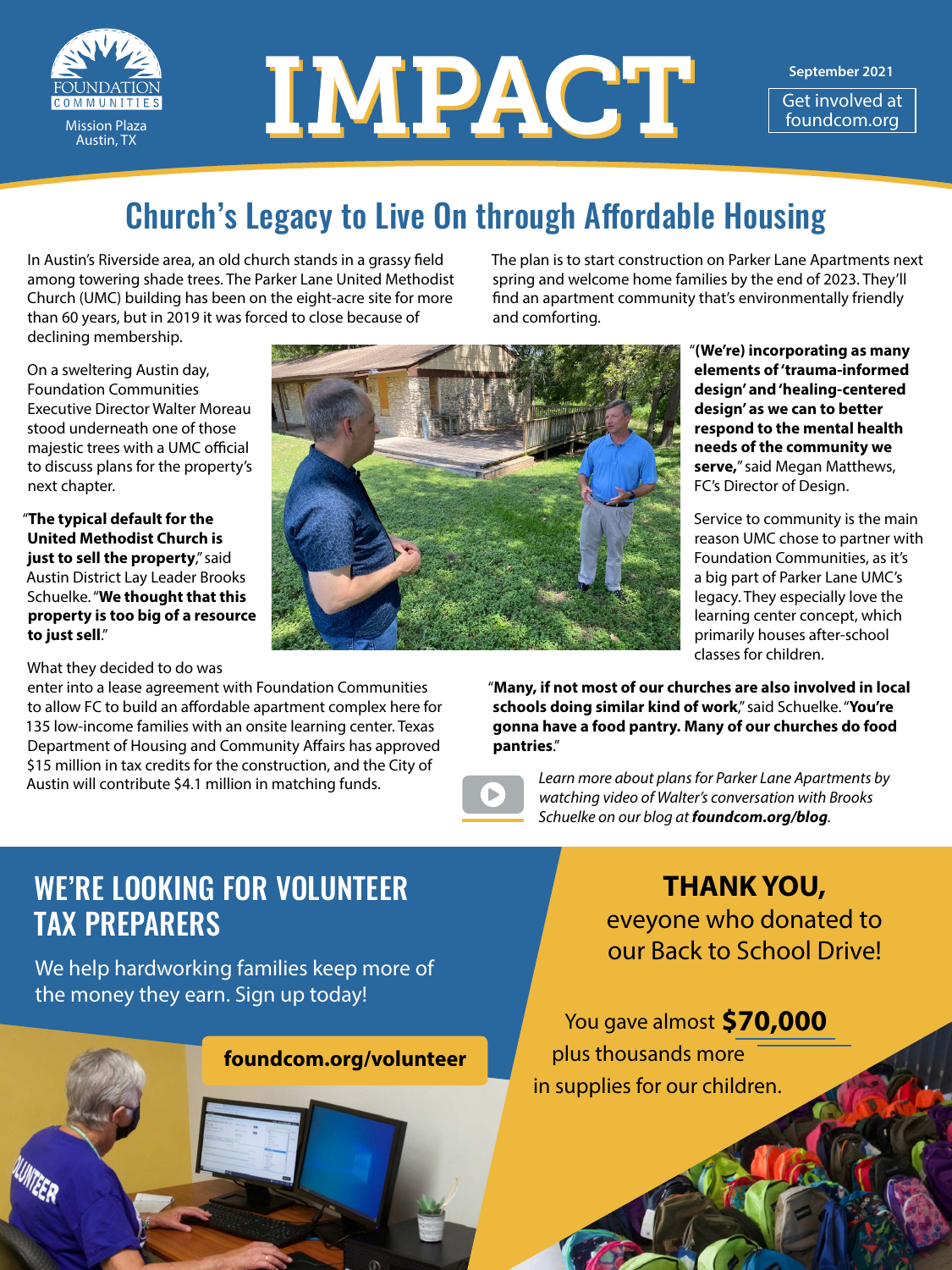FOUNDATION COMMUNITIES

Mission Plaza
Austin, TX

# IMPACT

September 2021

Get involved at foundcom.org

## Church's Legacy to Live On through Affordable Housing

In Austin's Riverside area, an old church stands in a grassy field among towering shade trees. The Parker Lane United Methodist Church (UMC) building has been on the eight-acre site for more than 60 years, but in 2019 it was forced to close because of declining membership.

On a sweltering Austin day, Foundation Communities Executive Director Walter Moreau stood underneath one of those majestic trees with a UMC official to discuss plans for the property's next chapter.

"**The typical default for the United Methodist Church is just to sell the property**," said Austin District Lay Leader Brooks Schuelke. "**We thought that this property is too big of a resource to just sell**."

What they decided to do was enter into a lease agreement with Foundation Communities to allow FC to build an affordable apartment complex here for 135 low-income families with an onsite learning center. Texas Department of Housing and Community Affairs has approved $15 million in tax credits for the construction, and the City of Austin will contribute $4.1 million in matching funds.

The plan is to start construction on Parker Lane Apartments next spring and welcome home families by the end of 2023. They'll find an apartment community that's environmentally friendly and comforting.

"**(We're) incorporating as many elements of 'trauma-informed design' and 'healing-centered design' as we can to better respond to the mental health needs of the community we serve,**" said Megan Matthews, FC's Director of Design.

Service to community is the main reason UMC chose to partner with Foundation Communities, as it's a big part of Parker Lane UMC's legacy. They especially love the learning center concept, which primarily houses after-school classes for children.

"**Many, if not most of our churches are also involved in local schools doing similar kind of work**," said Schuelke. "**You're gonna have a food pantry. Many of our churches do food pantries**."

*Learn more about plans for Parker Lane Apartments by watching video of Walter's conversation with Brooks Schuelke on our blog at **foundcom.org/blog**.*

## WE'RE LOOKING FOR VOLUNTEER TAX PREPARERS

We help hardworking families keep more of the money they earn. Sign up today!

**foundcom.org/volunteer**

## THANK YOU,

eveyone who donated to our Back to School Drive!

You gave almost **$70,000** plus thousands more in supplies for our children.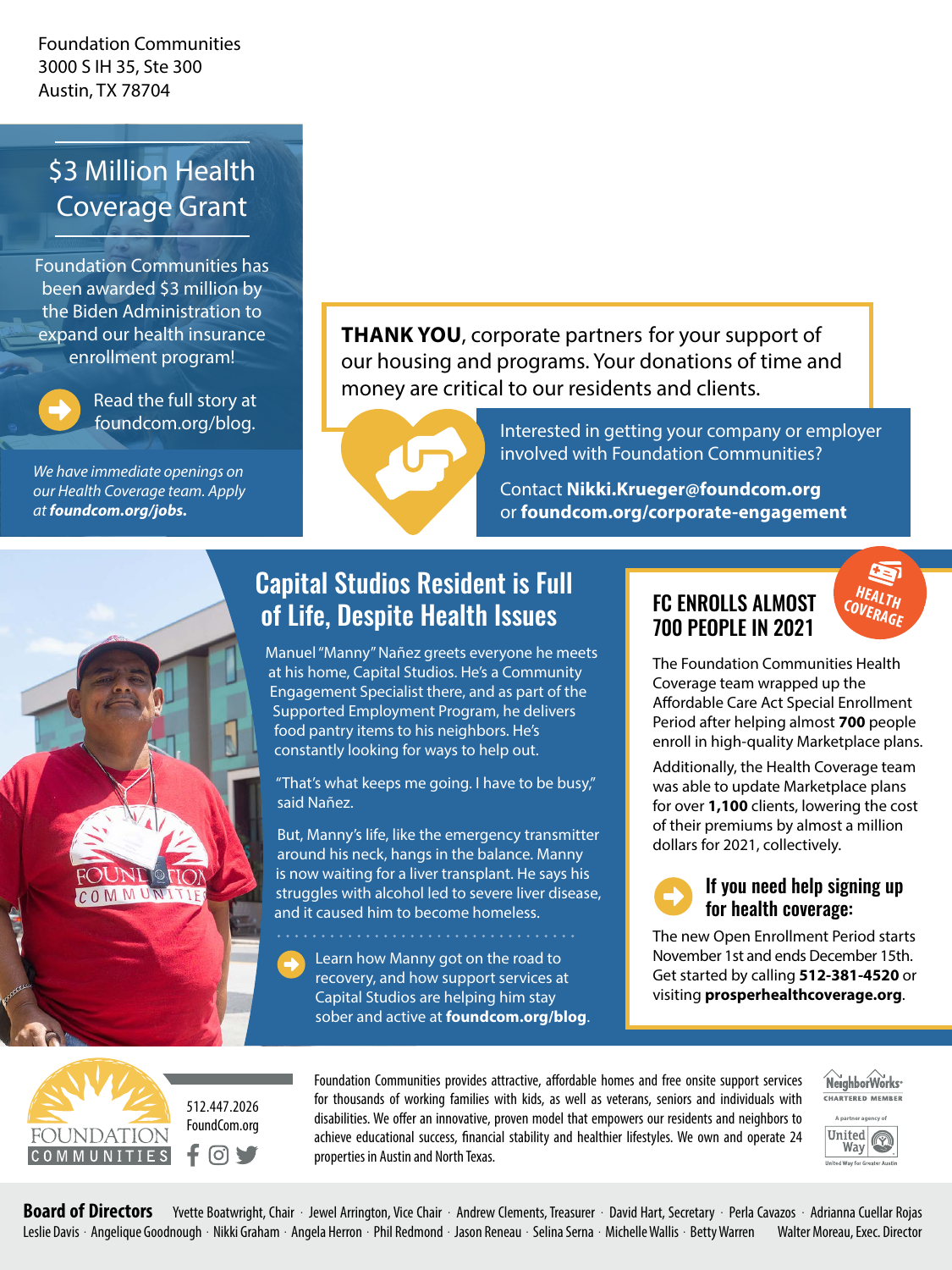Foundation Communities
3000 S IH 35, Ste 300
Austin, TX 78704

## $3 Million Health Coverage Grant

Foundation Communities has been awarded $3 million by the Biden Administration to expand our health insurance enrollment program!

Read the full story at foundcom.org/blog.

*We have immediate openings on our Health Coverage team. Apply at **foundcom.org/jobs.***

**THANK YOU**, corporate partners for your support of our housing and programs. Your donations of time and money are critical to our residents and clients.

Interested in getting your company or employer involved with Foundation Communities?

Contact **Nikki.Krueger@foundcom.org** or **foundcom.org/corporate-engagement**

## Capital Studios Resident is Full of Life, Despite Health Issues

Manuel "Manny" Nañez greets everyone he meets at his home, Capital Studios. He's a Community Engagement Specialist there, and as part of the Supported Employment Program, he delivers food pantry items to his neighbors. He's constantly looking for ways to help out.

"That's what keeps me going. I have to be busy," said Nañez.

But, Manny's life, like the emergency transmitter around his neck, hangs in the balance. Manny is now waiting for a liver transplant. He says his struggles with alcohol led to severe liver disease, and it caused him to become homeless.

Learn how Manny got on the road to recovery, and how support services at Capital Studios are helping him stay sober and active at **foundcom.org/blog**.

## FC ENROLLS ALMOST 700 PEOPLE IN 2021

HEALTH COVERAGE

The Foundation Communities Health Coverage team wrapped up the Affordable Care Act Special Enrollment Period after helping almost **700** people enroll in high-quality Marketplace plans.

Additionally, the Health Coverage team was able to update Marketplace plans for over **1,100** clients, lowering the cost of their premiums by almost a million dollars for 2021, collectively.

### If you need help signing up for health coverage:

The new Open Enrollment Period starts November 1st and ends December 15th. Get started by calling **512-381-4520** or visiting **prosperhealthcoverage.org**.

FOUNDATION COMMUNITIES

512.447.2026
FoundCom.org

Foundation Communities provides attractive, affordable homes and free onsite support services for thousands of working families with kids, as well as veterans, seniors and individuals with disabilities. We offer an innovative, proven model that empowers our residents and neighbors to achieve educational success, financial stability and healthier lifestyles. We own and operate 24 properties in Austin and North Texas.

NeighborWorks CHARTERED MEMBER

A partner agency of United Way — United Way for Greater Austin

**Board of Directors** Yvette Boatwright, Chair · Jewel Arrington, Vice Chair · Andrew Clements, Treasurer · David Hart, Secretary · Perla Cavazos · Adrianna Cuellar Rojas · Leslie Davis · Angelique Goodnough · Nikki Graham · Angela Herron · Phil Redmond · Jason Reneau · Selina Serna · Michelle Wallis · Betty Warren · Walter Moreau, Exec. Director